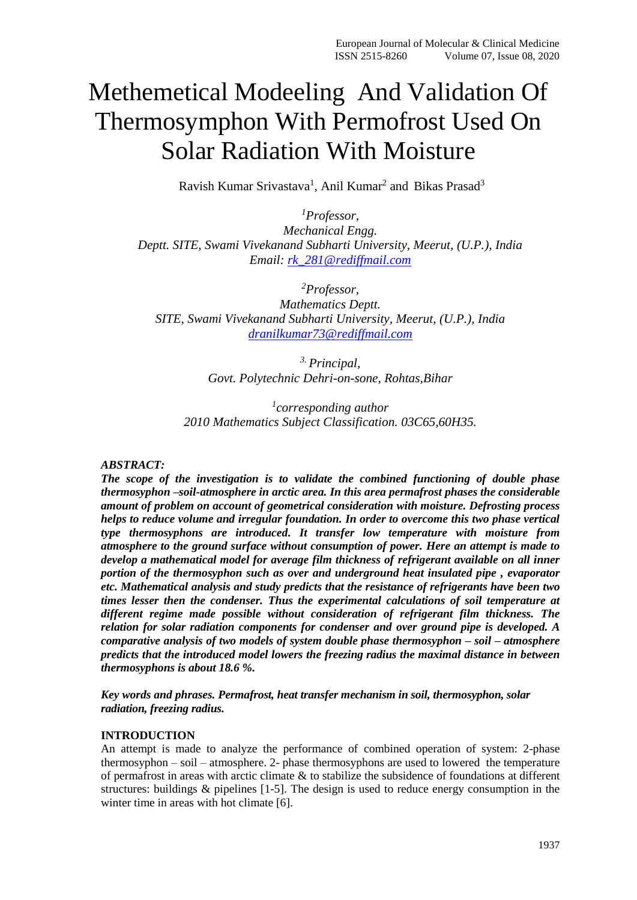# Methemetical Modeeling And Validation Of Thermosymphon With Permofrost Used On Solar Radiation With Moisture

Ravish Kumar Srivastava[1], Anil Kumar[2] and Bikas Prasad[3]

[1]*Professor,*
*Mechanical Engg.*
*Deptt. SITE, Swami Vivekanand Subharti University, Meerut, (U.P.), India*
*Email: rk_281@rediffmail.com*

[2]*Professor,*
*Mathematics Deptt.*
*SITE, Swami Vivekanand Subharti University, Meerut, (U.P.), India*
*dranilkumar73@rediffmail.com*

[3.] *Principal,*
*Govt. Polytechnic Dehri-on-sone, Rohtas,Bihar*

[1]*corresponding author*
*2010 Mathematics Subject Classification. 03C65,60H35.*

***ABSTRACT:***

***The scope of the investigation is to validate the combined functioning of double phase thermosyphon –soil-atmosphere in arctic area. In this area permafrost phases the considerable amount of problem on account of geometrical consideration with moisture. Defrosting process helps to reduce volume and irregular foundation. In order to overcome this two phase vertical type thermosyphons are introduced. It transfer low temperature with moisture from atmosphere to the ground surface without consumption of power. Here an attempt is made to develop a mathematical model for average film thickness of refrigerant available on all inner portion of the thermosyphon such as over and underground heat insulated pipe , evaporator etc. Mathematical analysis and study predicts that the resistance of refrigerants have been two times lesser then the condenser. Thus the experimental calculations of soil temperature at different regime made possible without consideration of refrigerant film thickness. The relation for solar radiation components for condenser and over ground pipe is developed. A comparative analysis of two models of system double phase thermosyphon – soil – atmosphere predicts that the introduced model lowers the freezing radius the maximal distance in between thermosyphons is about 18.6 %.***

***Key words and phrases. Permafrost, heat transfer mechanism in soil, thermosyphon, solar radiation, freezing radius.***

## INTRODUCTION

An attempt is made to analyze the performance of combined operation of system: 2-phase thermosyphon – soil – atmosphere. 2- phase thermosyphons are used to lowered the temperature of permafrost in areas with arctic climate & to stabilize the subsidence of foundations at different structures: buildings & pipelines [1-5]. The design is used to reduce energy consumption in the winter time in areas with hot climate [6].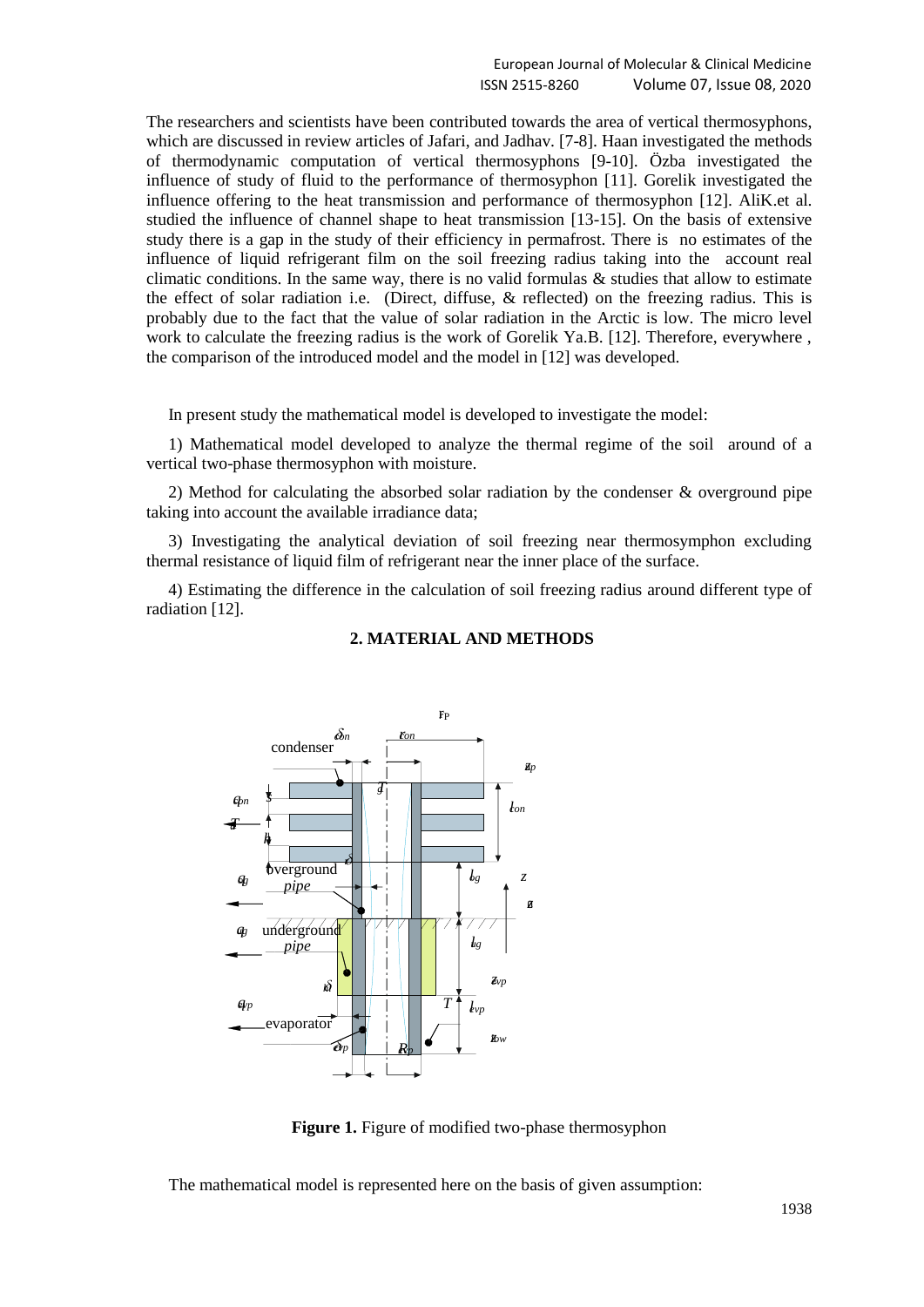The researchers and scientists have been contributed towards the area of vertical thermosyphons, which are discussed in review articles of Jafari, and Jadhav. [7-8]. Haan investigated the methods of thermodynamic computation of vertical thermosyphons [9-10]. Özba investigated the influence of study of fluid to the performance of thermosyphon [11]. Gorelik investigated the influence offering to the heat transmission and performance of thermosyphon [12]. AliK.et al. studied the influence of channel shape to heat transmission [13-15]. On the basis of extensive study there is a gap in the study of their efficiency in permafrost. There is no estimates of the influence of liquid refrigerant film on the soil freezing radius taking into the account real climatic conditions. In the same way, there is no valid formulas & studies that allow to estimate the effect of solar radiation i.e. (Direct, diffuse, & reflected) on the freezing radius. This is probably due to the fact that the value of solar radiation in the Arctic is low. The micro level work to calculate the freezing radius is the work of Gorelik Ya.B. [12]. Therefore, everywhere , the comparison of the introduced model and the model in [12] was developed.

In present study the mathematical model is developed to investigate the model:

1) Mathematical model developed to analyze the thermal regime of the soil around of a vertical two-phase thermosyphon with moisture.

2) Method for calculating the absorbed solar radiation by the condenser & overground pipe taking into account the available irradiance data;

3) Investigating the analytical deviation of soil freezing near thermosymphon excluding thermal resistance of liquid film of refrigerant near the inner place of the surface.

4) Estimating the difference in the calculation of soil freezing radius around different type of radiation [12].

## 2. MATERIAL AND METHODS

**Figure 1.** Figure of modified two-phase thermosyphon

The mathematical model is represented here on the basis of given assumption: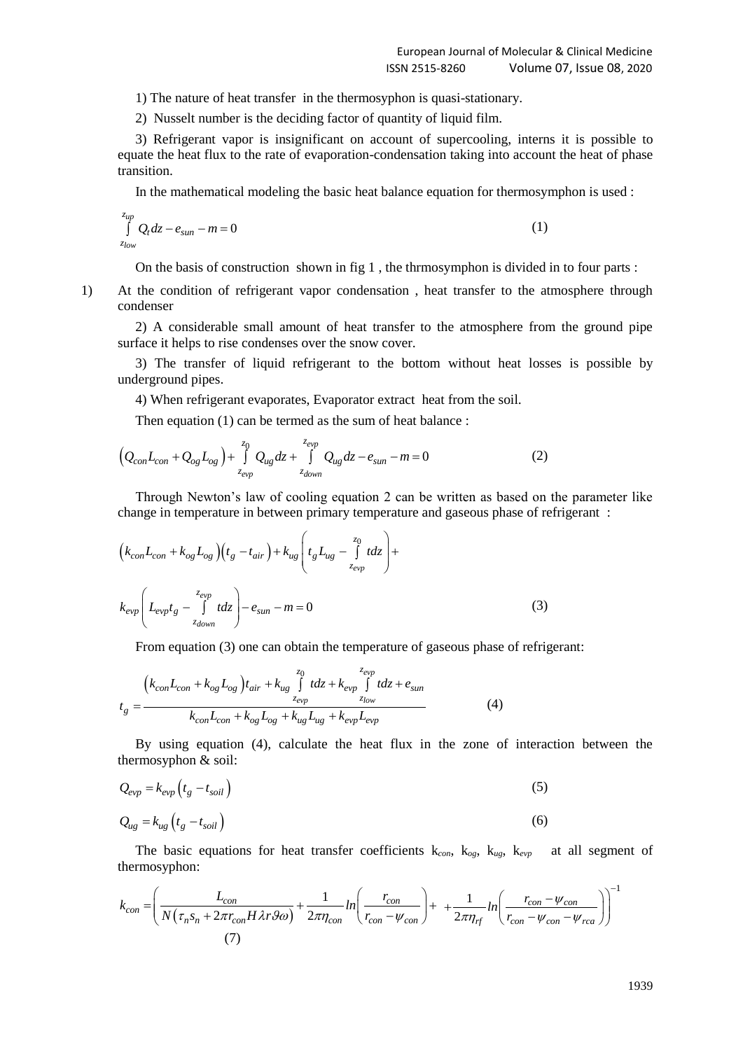1) The nature of heat transfer in the thermosyphon is quasi-stationary.

2) Nusselt number is the deciding factor of quantity of liquid film.

3) Refrigerant vapor is insignificant on account of supercooling, interns it is possible to equate the heat flux to the rate of evaporation-condensation taking into account the heat of phase transition.

In the mathematical modeling the basic heat balance equation for thermosymphon is used :

$$\int_{z_{low}}^{z_{up}} Q_t dz - e_{sun} - m = 0 \tag{1}$$

On the basis of construction shown in fig 1 , the thrmosymphon is divided in to four parts :

1) At the condition of refrigerant vapor condensation , heat transfer to the atmosphere through condenser

2) A considerable small amount of heat transfer to the atmosphere from the ground pipe surface it helps to rise condenses over the snow cover.

3) The transfer of liquid refrigerant to the bottom without heat losses is possible by underground pipes.

4) When refrigerant evaporates, Evaporator extract heat from the soil.

Then equation (1) can be termed as the sum of heat balance :

$$\left(Q_{con}L_{con} + Q_{og}L_{og}\right) + \int_{z_{evp}}^{z_0} Q_{ug}dz + \int_{z_{down}}^{z_{evp}} Q_{ug}dz - e_{sun} - m = 0 \tag{2}$$

Through Newton's law of cooling equation 2 can be written as based on the parameter like change in temperature in between primary temperature and gaseous phase of refrigerant :

$$\left(k_{con}L_{con} + k_{og}L_{og}\right)\left(t_g - t_{air}\right) + k_{ug}\left(t_g L_{ug} - \int_{z_{evp}}^{z_0} t dz\right) +$$

$$k_{evp}\left(L_{evp}t_g - \int_{z_{down}}^{z_{evp}} t dz\right) - e_{sun} - m = 0 \tag{3}$$

From equation (3) one can obtain the temperature of gaseous phase of refrigerant:

$$t_g = \frac{\left(k_{con}L_{con} + k_{og}L_{og}\right)t_{air} + k_{ug}\int_{z_{evp}}^{z_0} t dz + k_{evp}\int_{z_{low}}^{z_{evp}} t dz + e_{sun}}{k_{con}L_{con} + k_{og}L_{og} + k_{ug}L_{ug} + k_{evp}L_{evp}} \tag{4}$$

By using equation (4), calculate the heat flux in the zone of interaction between the thermosyphon & soil:

$$Q_{evp} = k_{evp}\left(t_g - t_{soil}\right) \tag{5}$$

$$Q_{ug} = k_{ug}\left(t_g - t_{soil}\right) \tag{6}$$

The basic equations for heat transfer coefficients $k_{con}$, $k_{og}$, $k_{ug}$, $k_{evp}$ at all segment of thermosyphon:

$$k_{con} = \left(\frac{L_{con}}{N\left(\tau_n s_n + 2\pi r_{con} H \lambda r \vartheta \omega\right)} + \frac{1}{2\pi\eta_{con}} ln\left(\frac{r_{con}}{r_{con} - \psi_{con}}\right) + + \frac{1}{2\pi\eta_{rf}} ln\left(\frac{r_{con} - \psi_{con}}{r_{con} - \psi_{con} - \psi_{rca}}\right)\right)^{-1} \tag{7}$$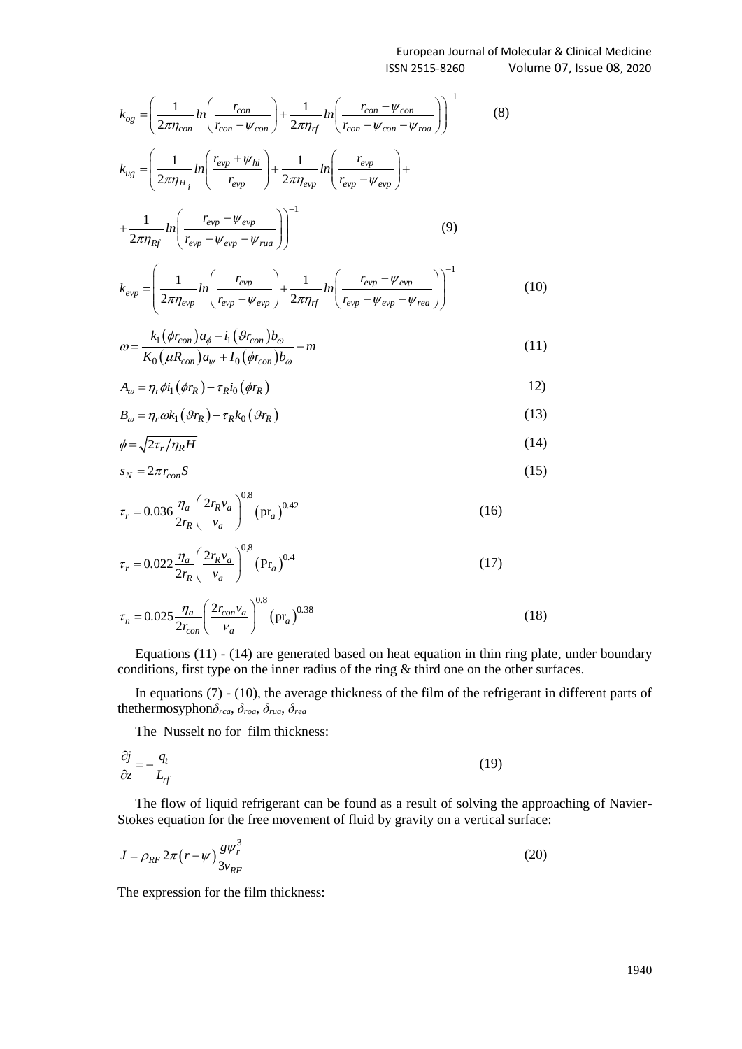$$k_{og} = \left( \frac{1}{2\pi\eta_{con}} ln\left( \frac{r_{con}}{r_{con} - \psi_{con}} \right) + \frac{1}{2\pi\eta_{rf}} ln\left( \frac{r_{con} - \psi_{con}}{r_{con} - \psi_{con} - \psi_{roa}} \right) \right)^{-1} \qquad (8)$$

$$k_{ug} = \left( \frac{1}{2\pi\eta_{H_i}} ln\left( \frac{r_{evp} + \psi_{hi}}{r_{evp}} \right) + \frac{1}{2\pi\eta_{evp}} ln\left( \frac{r_{evp}}{r_{evp} - \psi_{evp}} \right) + \right.$$

$$\left. + \frac{1}{2\pi\eta_{Rf}} ln\left( \frac{r_{evp} - \psi_{evp}}{r_{evp} - \psi_{evp} - \psi_{rua}} \right) \right)^{-1} \qquad (9)$$

$$k_{evp} = \left( \frac{1}{2\pi\eta_{evp}} ln\left( \frac{r_{evp}}{r_{evp} - \psi_{evp}} \right) + \frac{1}{2\pi\eta_{rf}} ln\left( \frac{r_{evp} - \psi_{evp}}{r_{evp} - \psi_{evp} - \psi_{rea}} \right) \right)^{-1} \qquad (10)$$

$$\omega = \frac{k_1(\phi r_{con}) a_\phi - i_1(\vartheta r_{con}) b_\omega}{K_0(\mu R_{con}) a_\psi + I_0(\phi r_{con}) b_\omega} - m \qquad (11)$$

$$A_\omega = \eta_r \phi i_1(\phi r_R) + \tau_R i_0(\phi r_R) \qquad 12)$$

$$B_\omega = \eta_r \omega k_1(\vartheta r_R) - \tau_R k_0(\vartheta r_R) \qquad (13)$$

$$\phi = \sqrt{2\tau_r / \eta_R H} \qquad (14)$$

$$s_N = 2\pi r_{con} S \qquad (15)$$

$$\tau_r = 0.036 \frac{\eta_a}{2r_R} \left( \frac{2r_R v_a}{v_a} \right)^{0,8} (\mathrm{pr}_a)^{0.42} \qquad (16)$$

$$\tau_r = 0.022 \frac{\eta_a}{2r_R} \left( \frac{2r_R v_a}{v_a} \right)^{0,8} (\mathrm{Pr}_a)^{0.4} \qquad (17)$$

$$\tau_n = 0.025 \frac{\eta_a}{2r_{con}} \left( \frac{2r_{con} v_a}{v_a} \right)^{0.8} (\mathrm{pr}_a)^{0.38} \qquad (18)$$

Equations (11) - (14) are generated based on heat equation in thin ring plate, under boundary conditions, first type on the inner radius of the ring & third one on the other surfaces.

In equations (7) - (10), the average thickness of the film of the refrigerant in different parts of thethermosyphon$\delta_{rca}$, $\delta_{roa}$, $\delta_{rua}$, $\delta_{rea}$

The Nusselt no for film thickness:

$$\frac{\partial j}{\partial z} = -\frac{q_t}{L_{rf}} \qquad (19)$$

The flow of liquid refrigerant can be found as a result of solving the approaching of Navier-Stokes equation for the free movement of fluid by gravity on a vertical surface:

$$J = \rho_{RF} 2\pi (r - \psi) \frac{g\psi_r^3}{3v_{RF}} \qquad (20)$$

The expression for the film thickness: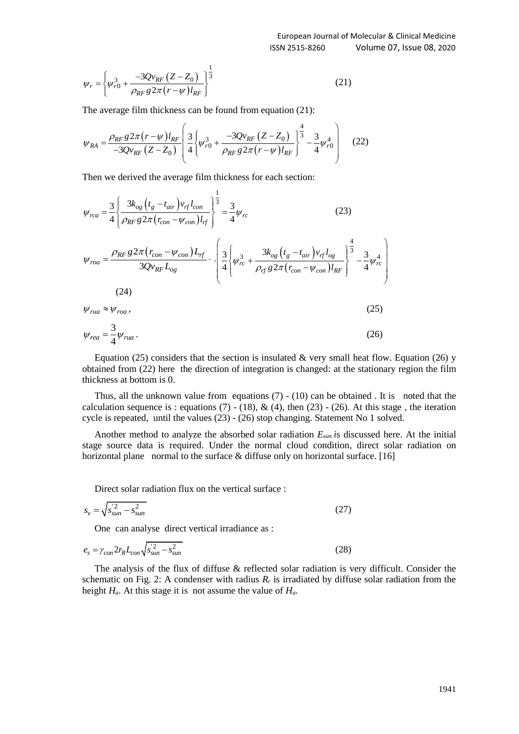$$\psi_r = \left\{ \psi_{r0}^3 + \frac{-3Qv_{RF}\left(Z - Z_0\right)}{\rho_{RF}\, g 2\pi \left(r - \psi\right) l_{RF}} \right\}^{\frac{1}{3}} \tag{21}$$

The average film thickness can be found from equation (21):

$$\psi_{RA} = \frac{\rho_{RF}\, g 2\pi \left(r - \psi\right) l_{RF}}{-3Qv_{RF}\left(Z - Z_0\right)} \left( \frac{3}{4} \left\{ \psi_{r0}^3 + \frac{-3Qv_{RF}\left(Z - Z_0\right)}{\rho_{RF}\, g 2\pi \left(r - \psi\right) l_{RF}} \right\}^{\frac{4}{3}} - \frac{3}{4}\psi_{r0}^4 \right) \tag{22}$$

Then we derived the average film thickness for each section:

$$\psi_{rca} = \frac{3}{4} \left\{ \frac{3k_{og}\left(t_g - t_{air}\right) v_{rf}\, l_{con}}{\rho_{RF}\, g 2\pi \left(r_{con} - \psi_{con}\right) l_{rf}} \right\}^{\frac{1}{3}} = \frac{3}{4}\psi_{rc} \tag{23}$$

$$\psi_{roa} = \frac{\rho_{RF}\, g 2\pi \left(r_{con} - \psi_{con}\right) L_{rf}}{3Qv_{RF} L_{og}} \cdot \left( \frac{3}{4} \left\{ \psi_{rc}^3 + \frac{3k_{og}\left(t_g - t_{air}\right) v_{rf}\, l_{og}}{\rho_{rf}\, g 2\pi \left(r_{con} - \psi_{con}\right) l_{RF}} \right\}^{\frac{4}{3}} - \frac{3}{4}\psi_{rc}^4 \right) \tag{24}$$

$$\psi_{rua} \approx \psi_{roa}, \tag{25}$$

$$\psi_{rea} = \frac{3}{4}\psi_{rua}. \tag{26}$$

Equation (25) considers that the section is insulated & very small heat flow. Equation (26) y obtained from (22) here the direction of integration is changed: at the stationary region the film thickness at bottom is 0.

Thus, all the unknown value from equations (7) - (10) can be obtained . It is noted that the calculation sequence is : equations (7) - (18), & (4), then (23) - (26). At this stage , the iteration cycle is repeated, until the values (23) - (26) stop changing. Statement No 1 solved.

Another method to analyze the absorbed solar radiation $E_{sun}$ is discussed here. At the initial stage source data is required. Under the normal cloud condition, direct solar radiation on horizontal plane normal to the surface & diffuse only on horizontal surface. [16]

Direct solar radiation flux on the vertical surface :

$$s_v = \sqrt{s_{sun}^{'2} - s_{sun}^2} \tag{27}$$

One can analyse direct vertical irradiance as :

$$e_s = \gamma_{con} 2r_R L_{con} \sqrt{s_{sun}^{'2} - s_{sun}^2} \tag{28}$$

The analysis of the flux of diffuse & reflected solar radiation is very difficult. Consider the schematic on Fig. 2: A condenser with radius $R_r$ is irradiated by diffuse solar radiation from the height $H_a$. At this stage it is not assume the value of $H_a$.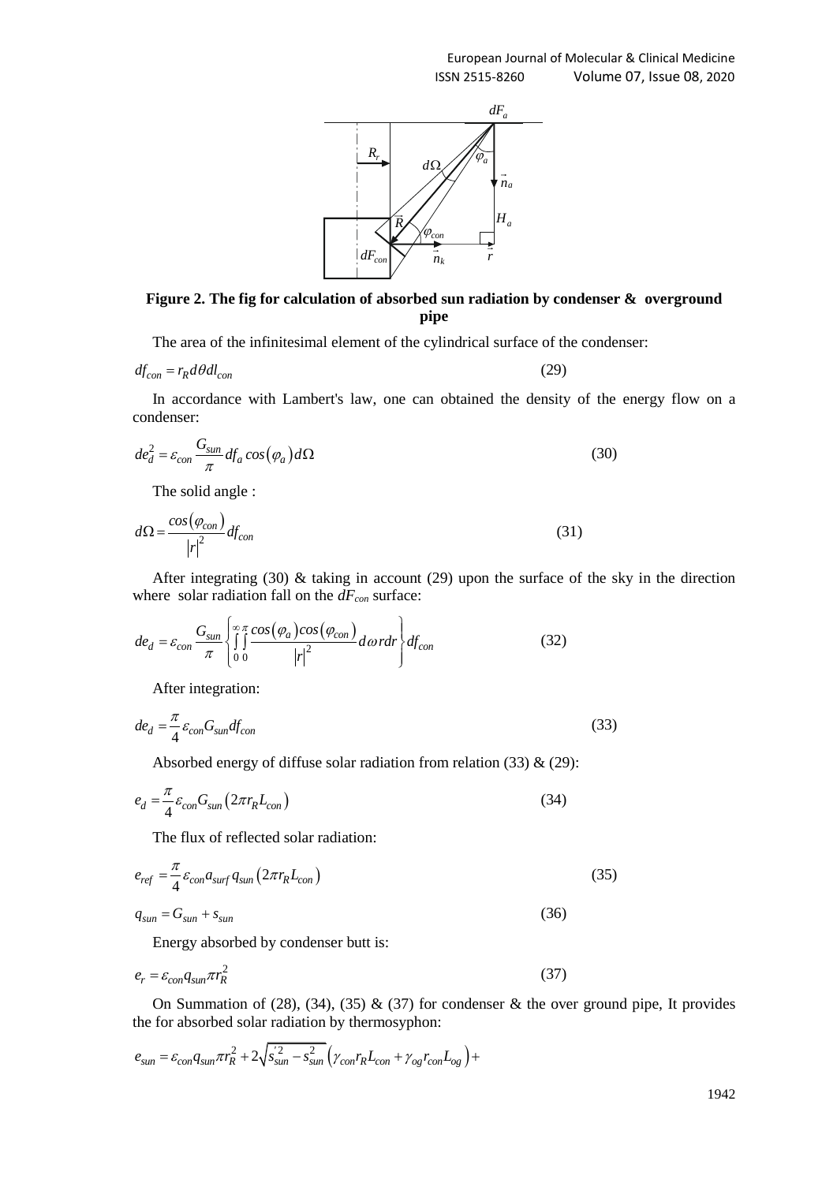**Figure 2. The fig for calculation of absorbed sun radiation by condenser & overground pipe**

The area of the infinitesimal element of the cylindrical surface of the condenser:

$$df_{con} = r_R d\theta dl_{con} \tag{29}$$

In accordance with Lambert's law, one can obtained the density of the energy flow on a condenser:

$$de_d^2 = \varepsilon_{con} \frac{G_{sun}}{\pi} df_a \cos(\varphi_a) d\Omega \tag{30}$$

The solid angle :

$$d\Omega = \frac{\cos(\varphi_{con})}{|r|^2} df_{con} \tag{31}$$

After integrating (30) & taking in account (29) upon the surface of the sky in the direction where solar radiation fall on the $dF_{con}$ surface:

$$de_d = \varepsilon_{con} \frac{G_{sun}}{\pi} \left\{ \int_0^{\infty} \int_0^{\pi} \frac{\cos(\varphi_a)\cos(\varphi_{con})}{|r|^2} d\omega r dr \right\} df_{con} \tag{32}$$

After integration:

$$de_d = \frac{\pi}{4} \varepsilon_{con} G_{sun} df_{con} \tag{33}$$

Absorbed energy of diffuse solar radiation from relation (33) & (29):

$$e_d = \frac{\pi}{4} \varepsilon_{con} G_{sun} \left(2\pi r_R L_{con}\right) \tag{34}$$

The flux of reflected solar radiation:

$$e_{ref} = \frac{\pi}{4} \varepsilon_{con} a_{surf} q_{sun} \left(2\pi r_R L_{con}\right) \tag{35}$$

$$q_{sun} = G_{sun} + s_{sun} \tag{36}$$

Energy absorbed by condenser butt is:

$$e_r = \varepsilon_{con} q_{sun} \pi r_R^2 \tag{37}$$

On Summation of (28), (34), (35) & (37) for condenser & the over ground pipe, It provides the for absorbed solar radiation by thermosyphon:

$$e_{sun} = \varepsilon_{con} q_{sun} \pi r_R^2 + 2\sqrt{s_{sun}'^2 - s_{sun}^2} \left(\gamma_{con} r_R L_{con} + \gamma_{og} r_{con} L_{og}\right) +$$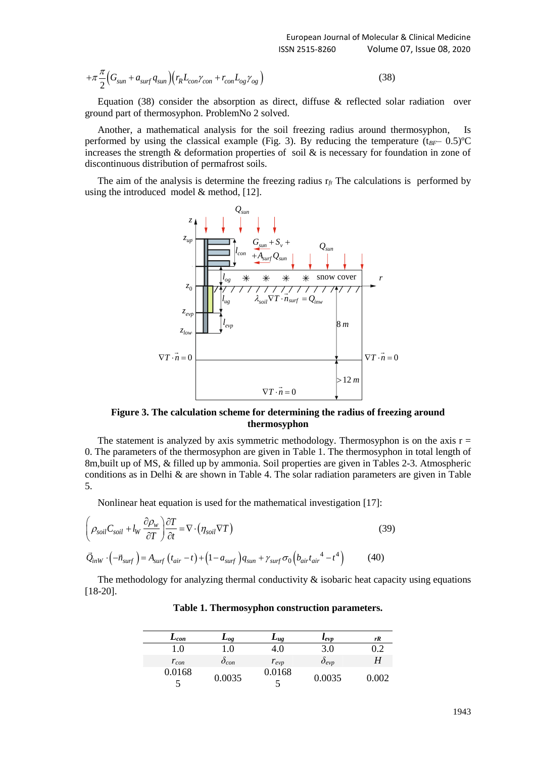$$+\pi\frac{\pi}{2}\left(G_{sun}+a_{surf}q_{sun}\right)\left(r_R L_{con}\gamma_{con}+r_{con}L_{og}\gamma_{og}\right) \tag{38}$$

Equation (38) consider the absorption as direct, diffuse & reflected solar radiation over ground part of thermosyphon. ProblemNo 2 solved.

Another, a mathematical analysis for the soil freezing radius around thermosyphon, Is performed by using the classical example (Fig. 3). By reducing the temperature ($t_{BF}$– 0.5)ºC increases the strength & deformation properties of soil & is necessary for foundation in zone of discontinuous distribution of permafrost soils.

The aim of the analysis is determine the freezing radius $r_{fr}$ The calculations is performed by using the introduced model & method, [12].

**Figure 3. The calculation scheme for determining the radius of freezing around thermosyphon**

The statement is analyzed by axis symmetric methodology. Thermosyphon is on the axis r = 0. The parameters of the thermosyphon are given in Table 1. The thermosyphon in total length of 8m,built up of MS, & filled up by ammonia. Soil properties are given in Tables 2-3. Atmospheric conditions as in Delhi & are shown in Table 4. The solar radiation parameters are given in Table 5.

Nonlinear heat equation is used for the mathematical investigation [17]:

$$\left(\rho_{soil}C_{soil}+l_W\frac{\partial\rho_w}{\partial T}\right)\frac{\partial T}{\partial t}=\nabla\cdot\left(\eta_{soil}\nabla T\right) \tag{39}$$

$$\vec{Q}_{inW}\cdot\left(-\vec{n}_{surf}\right)=A_{surf}\left(t_{air}-t\right)+\left(1-a_{surf}\right)q_{sun}+\gamma_{surf}\sigma_0\left(b_{air}t_{air}{}^4-t^4\right) \tag{40}$$

The methodology for analyzing thermal conductivity & isobaric heat capacity using equations [18-20].

**Table 1. Thermosyphon construction parameters.**

| $L_{con}$ | $L_{og}$ | $L_{ug}$ | $l_{evp}$ | $r_R$ |
|---|---|---|---|---|
| 1.0 | 1.0 | 4.0 | 3.0 | 0.2 |
| $r_{con}$ | $\delta_{con}$ | $r_{evp}$ | $\delta_{evp}$ | $H$ |
| 0.01685 | 0.0035 | 0.01685 | 0.0035 | 0.002 |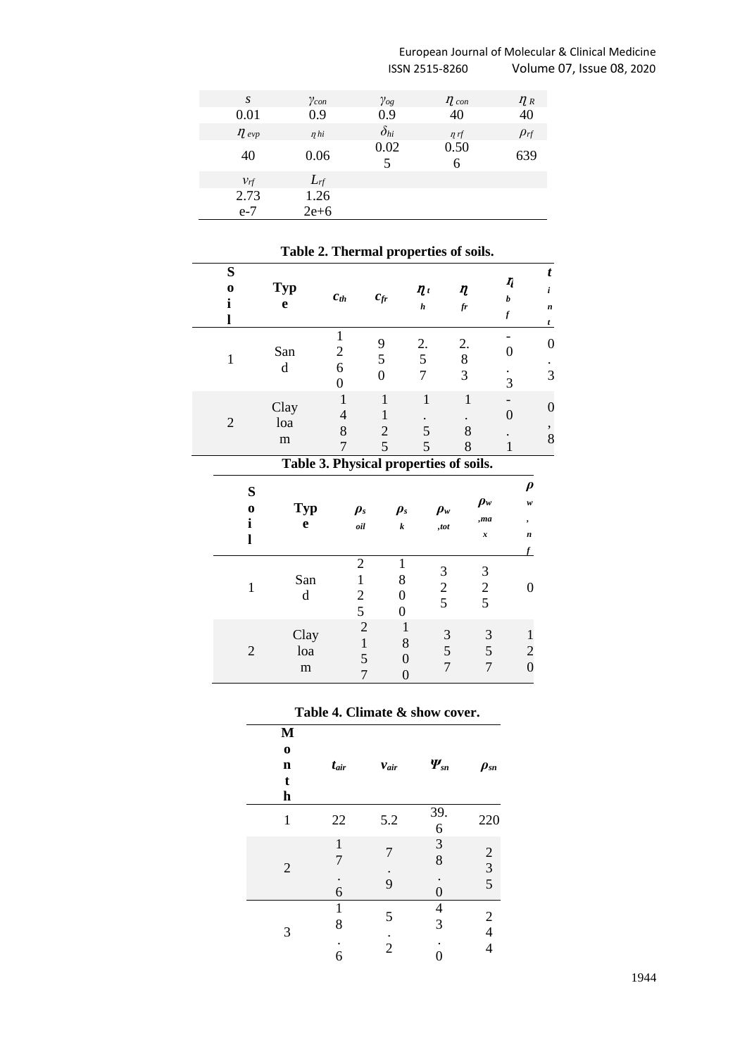| $s$ | $\gamma_{con}$ | $\gamma_{og}$ | $\eta_{con}$ | $\eta_R$ |
|---|---|---|---|---|
| 0.01 | 0.9 | 0.9 | 40 | 40 |
| $\eta_{evp}$ | $\eta_{hi}$ | $\delta_{hi}$ | $\eta_{rf}$ | $\rho_{rf}$ |
| 40 | 0.06 | 0.025 | 0.506 | 639 |
| $v_{rf}$ | $L_{rf}$ | | | |
| 2.73e-7 | 1.262e+6 | | | |

**Table 2. Thermal properties of soils.**

| Soil | Type | $c_{th}$ | $c_{fr}$ | $\eta_{th}$ | $\eta_{fr}$ | $\eta_{bf}$ | $t_{int}$ |
|---|---|---|---|---|---|---|---|
| 1 | Sand | 1260 | 950 | 2.57 | 2.83 | -0.3 | 0.3 |
| 2 | Clay loam | 1487 | 1125 | 1.55 | 1.88 | -0.1 | 0,8 |

**Table 3. Physical properties of soils.**

| Soil | Type | $\rho_{soil}$ | $\rho_{sk}$ | $\rho_{w,tot}$ | $\rho_{w,max}$ | $\rho_{w,nf}$ |
|---|---|---|---|---|---|---|
| 1 | Sand | 2125 | 1800 | 325 | 325 | 0 |
| 2 | Clay loam | 2157 | 1800 | 357 | 357 | 120 |

**Table 4. Climate & show cover.**

| Month | $t_{air}$ | $v_{air}$ | $\Psi_{sn}$ | $\rho_{sn}$ |
|---|---|---|---|---|
| 1 | 22 | 5.2 | 39.6 | 220 |
| 2 | 17.6 | 7.9 | 38.0 | 235 |
| 3 | 18.6 | 5.2 | 43.0 | 244 |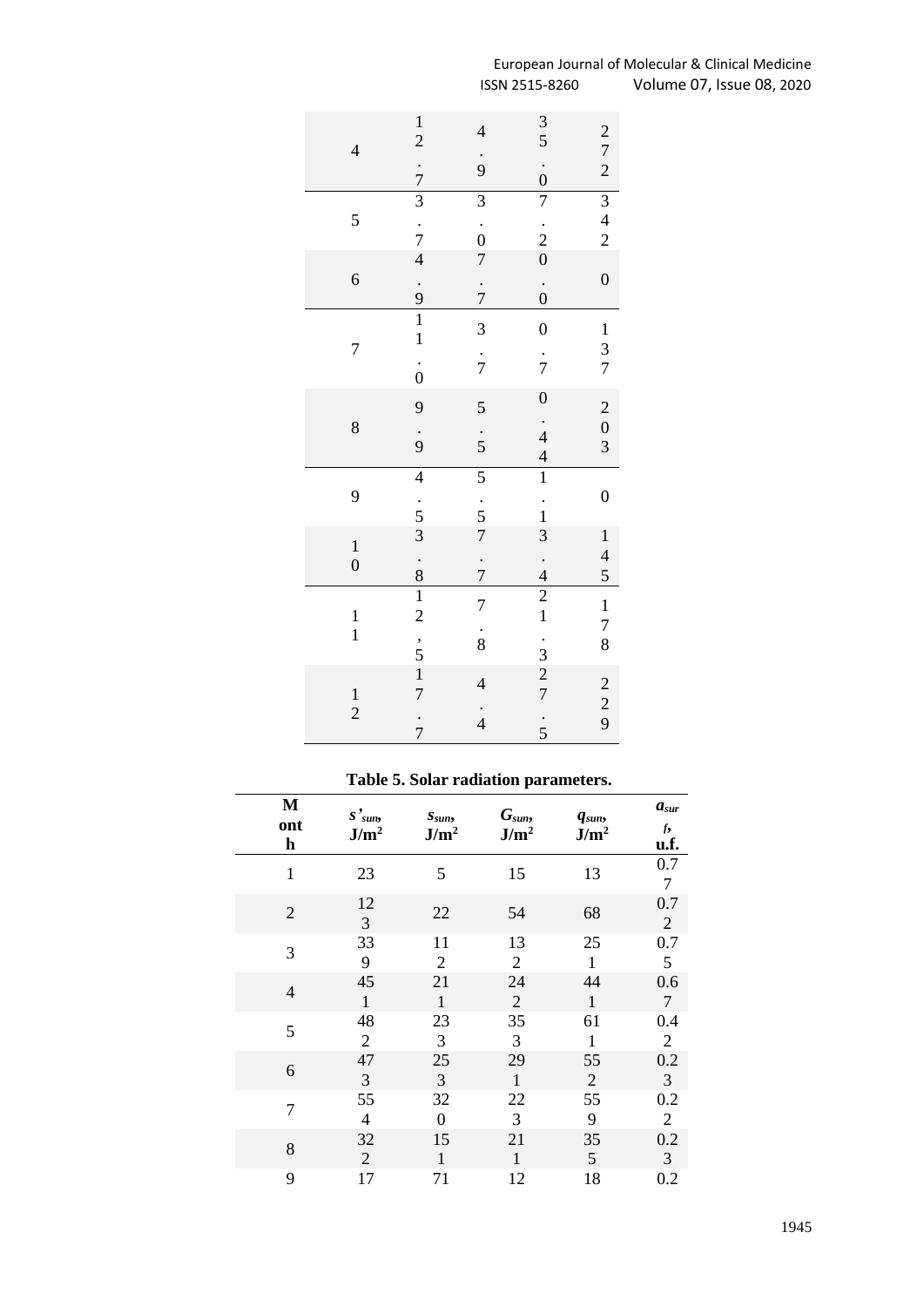| | | | | |
|---|---|---|---|---|
| 4 | 12.7 | 4.9 | 35.0 | 272 |
| 5 | 3.7 | 3.0 | 7.2 | 342 |
| 6 | 4.9 | 7.7 | 0.0 | 0 |
| 7 | 11.0 | 3.7 | 0.7 | 137 |
| 8 | 9.9 | 5.5 | 0.44 | 203 |
| 9 | 4.5 | 5.5 | 1.1 | 0 |
| 10 | 3.8 | 7.7 | 3.4 | 145 |
| 11 | 12,5 | 7.8 | 21.3 | 178 |
| 12 | 17.7 | 4.4 | 27.5 | 229 |

**Table 5. Solar radiation parameters.**

| Month | $s'_{sun}$, J/m$^2$ | $s_{sun}$, J/m$^2$ | $G_{sun}$, J/m$^2$ | $q_{sun}$, J/m$^2$ | $a_{surf}$, u.f. |
|---|---|---|---|---|---|
| 1 | 23 | 5 | 15 | 13 | 0.77 |
| 2 | 123 | 22 | 54 | 68 | 0.72 |
| 3 | 339 | 112 | 132 | 251 | 0.75 |
| 4 | 451 | 211 | 242 | 441 | 0.67 |
| 5 | 482 | 233 | 353 | 611 | 0.42 |
| 6 | 473 | 253 | 291 | 552 | 0.23 |
| 7 | 554 | 320 | 223 | 559 | 0.22 |
| 8 | 322 | 151 | 211 | 355 | 0.23 |
| 9 | 17 | 71 | 12 | 18 | 0.2 |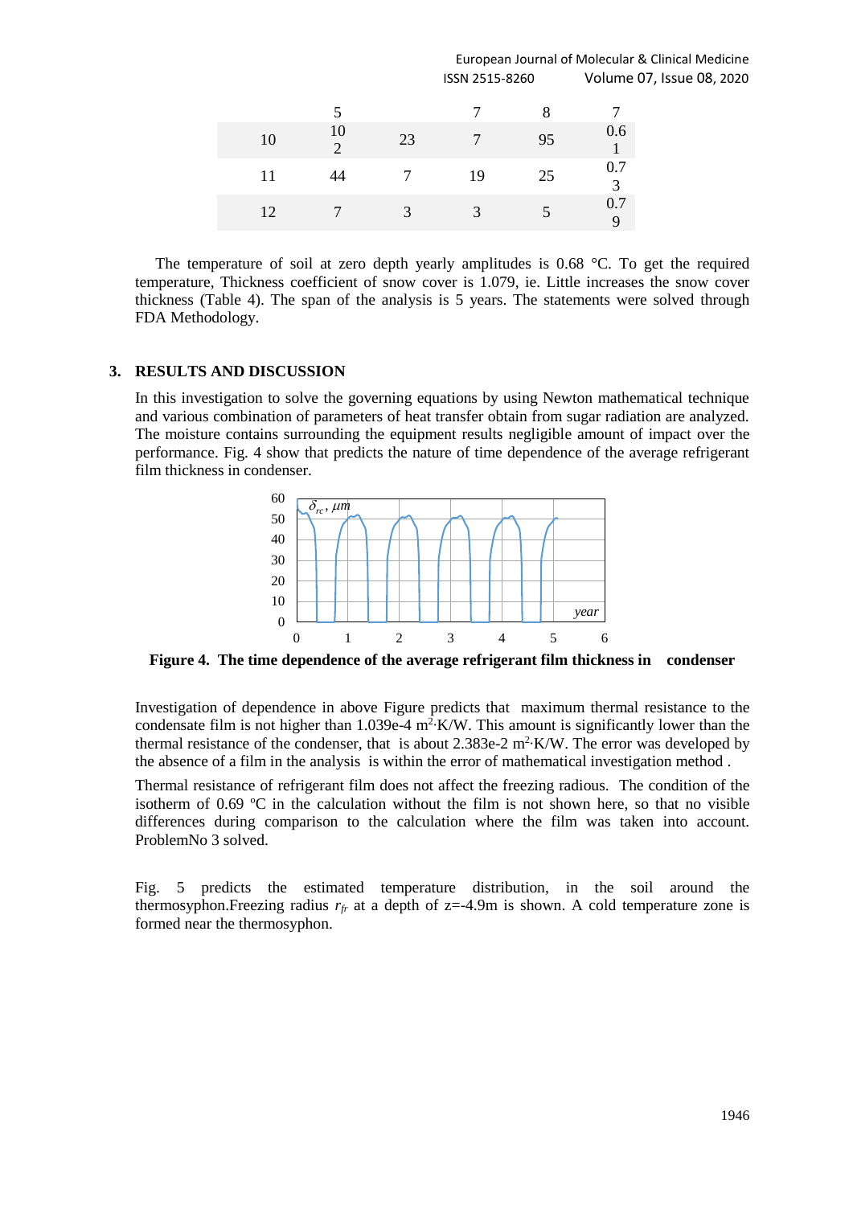|  | 5 |  | 7 | 8 | 7 |
|---|---|---|---|---|---|
| 10 | 10 2 | 23 | 7 | 95 | 0.6 1 |
| 11 | 44 | 7 | 19 | 25 | 0.7 3 |
| 12 | 7 | 3 | 3 | 5 | 0.7 9 |

The temperature of soil at zero depth yearly amplitudes is 0.68 °C. To get the required temperature, Thickness coefficient of snow cover is 1.079, ie. Little increases the snow cover thickness (Table 4). The span of the analysis is 5 years. The statements were solved through FDA Methodology.

## 3. RESULTS AND DISCUSSION

In this investigation to solve the governing equations by using Newton mathematical technique and various combination of parameters of heat transfer obtain from sugar radiation are analyzed. The moisture contains surrounding the equipment results negligible amount of impact over the performance. Fig. 4 show that predicts the nature of time dependence of the average refrigerant film thickness in condenser.

**Figure 4. The time dependence of the average refrigerant film thickness in condenser**

Investigation of dependence in above Figure predicts that maximum thermal resistance to the condensate film is not higher than 1.039e-4 $m^2 \cdot K/W$. This amount is significantly lower than the thermal resistance of the condenser, that is about 2.383e-2 $m^2 \cdot K/W$. The error was developed by the absence of a film in the analysis is within the error of mathematical investigation method .

Thermal resistance of refrigerant film does not affect the freezing radious. The condition of the isotherm of 0.69 ºC in the calculation without the film is not shown here, so that no visible differences during comparison to the calculation where the film was taken into account. ProblemNo 3 solved.

Fig. 5 predicts the estimated temperature distribution, in the soil around the thermosyphon.Freezing radius $r_{fr}$ at a depth of z=-4.9m is shown. A cold temperature zone is formed near the thermosyphon.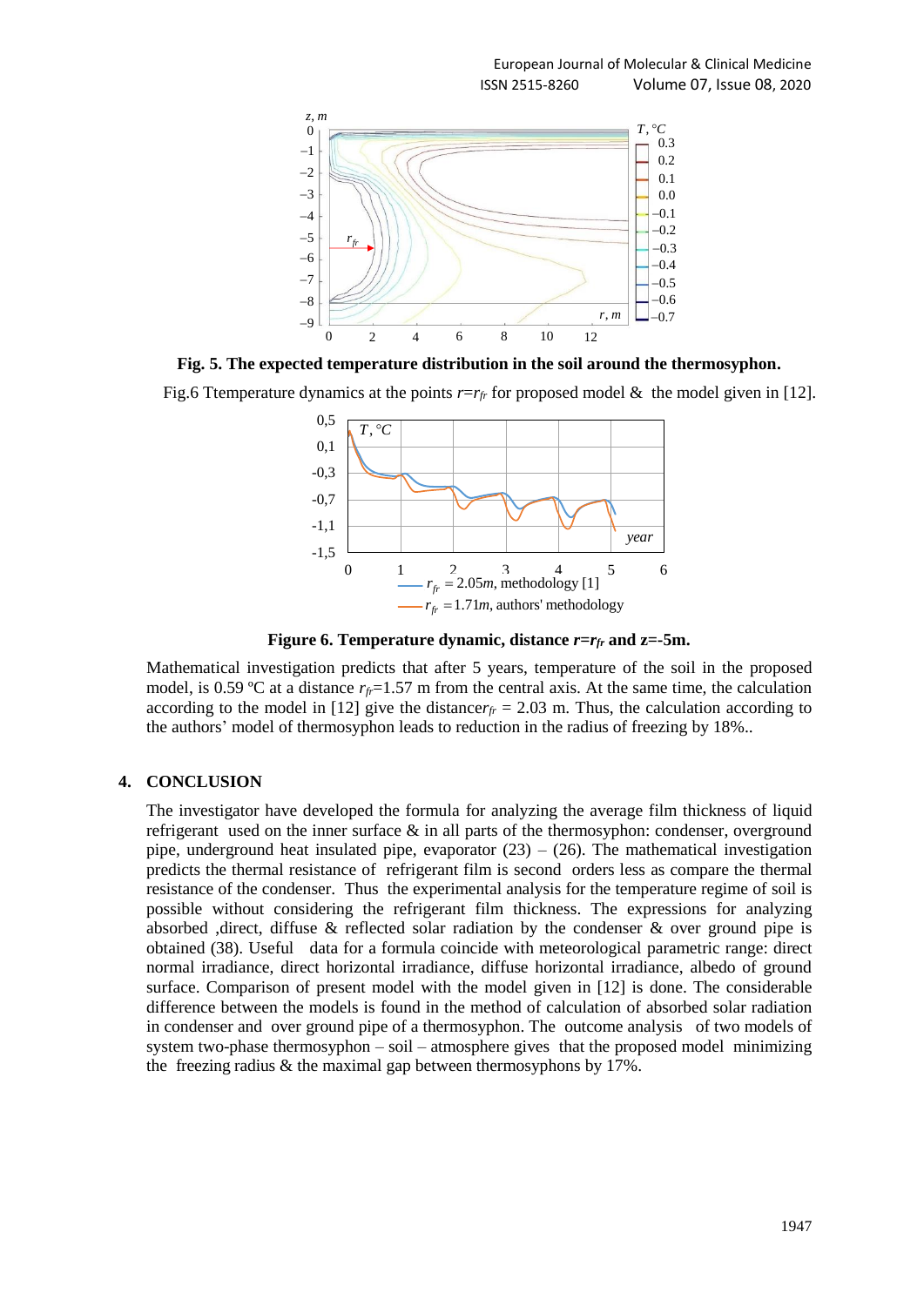**Fig. 5. The expected temperature distribution in the soil around the thermosyphon.**

Fig.6 Ttemperature dynamics at the points $r$=$r_{fr}$ for proposed model & the model given in [12].

**Figure 6. Temperature dynamic, distance $r$=$r_{fr}$ and z=-5m.**

Mathematical investigation predicts that after 5 years, temperature of the soil in the proposed model, is 0.59 ºC at a distance $r_{fr}$=1.57 m from the central axis. At the same time, the calculation according to the model in [12] give the distance$r_{fr}$ = 2.03 m. Thus, the calculation according to the authors' model of thermosyphon leads to reduction in the radius of freezing by 18%..

## 4. CONCLUSION

The investigator have developed the formula for analyzing the average film thickness of liquid refrigerant used on the inner surface & in all parts of the thermosyphon: condenser, overground pipe, underground heat insulated pipe, evaporator (23) – (26). The mathematical investigation predicts the thermal resistance of refrigerant film is second orders less as compare the thermal resistance of the condenser. Thus the experimental analysis for the temperature regime of soil is possible without considering the refrigerant film thickness. The expressions for analyzing absorbed ,direct, diffuse & reflected solar radiation by the condenser & over ground pipe is obtained (38). Useful data for a formula coincide with meteorological parametric range: direct normal irradiance, direct horizontal irradiance, diffuse horizontal irradiance, albedo of ground surface. Comparison of present model with the model given in [12] is done. The considerable difference between the models is found in the method of calculation of absorbed solar radiation in condenser and over ground pipe of a thermosyphon. The outcome analysis of two models of system two-phase thermosyphon – soil – atmosphere gives that the proposed model minimizing the freezing radius & the maximal gap between thermosyphons by 17%.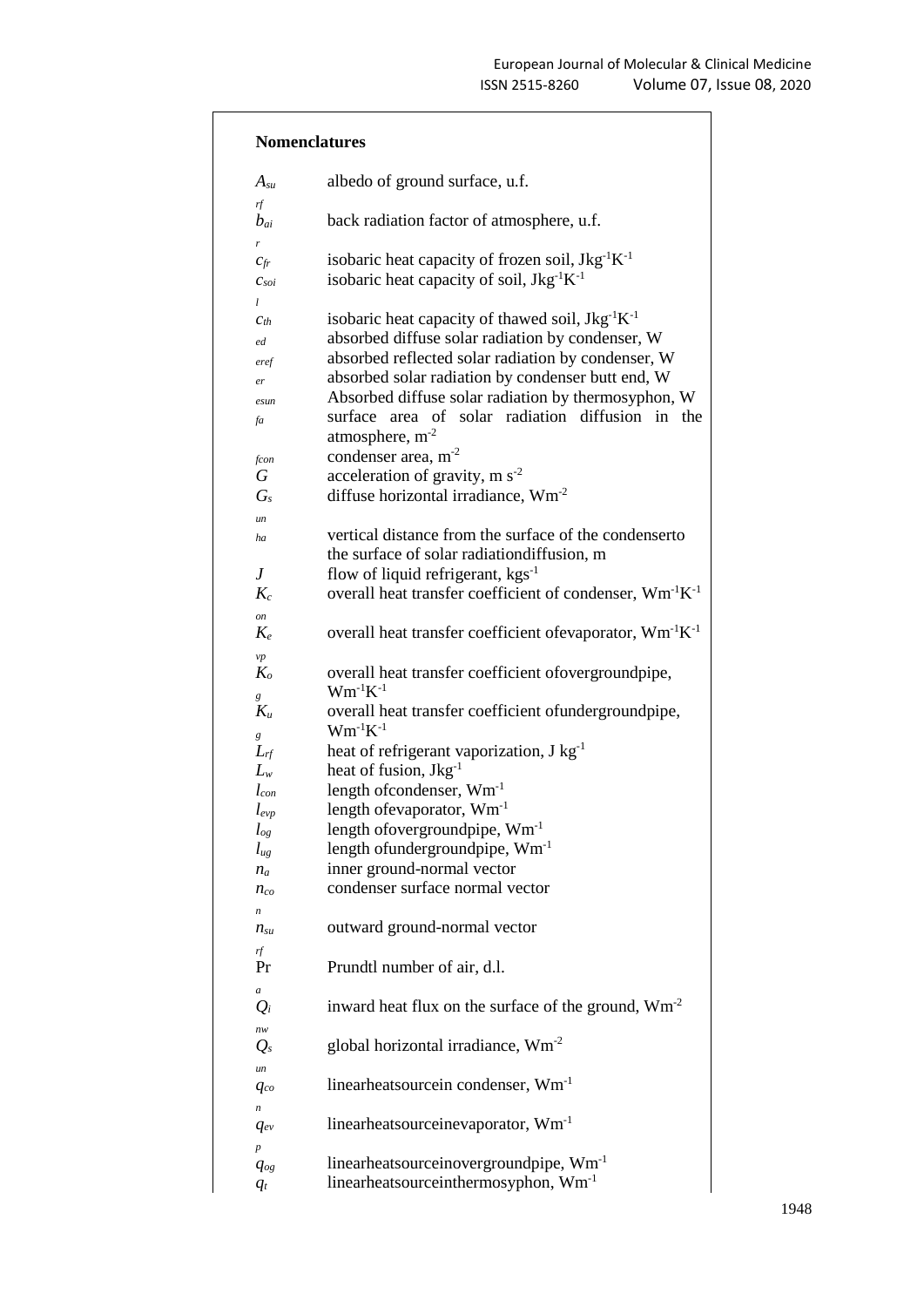## Nomenclatures

| | |
|---|---|
| $A_{surf}$ | albedo of ground surface, u.f. |
| $b_{air}$ | back radiation factor of atmosphere, u.f. |
| $c_{fr}$ | isobaric heat capacity of frozen soil, $Jkg^{-1}K^{-1}$ |
| $c_{soil}$ | isobaric heat capacity of soil, $Jkg^{-1}K^{-1}$ |
| $c_{th}$ | isobaric heat capacity of thawed soil, $Jkg^{-1}K^{-1}$ |
| $ed$ | absorbed diffuse solar radiation by condenser, W |
| $eref$ | absorbed reflected solar radiation by condenser, W |
| $er$ | absorbed solar radiation by condenser butt end, W |
| $esun$ | Absorbed diffuse solar radiation by thermosyphon, W |
| $fa$ | surface area of solar radiation diffusion in the atmosphere, $m^{-2}$ |
| $fcon$ | condenser area, $m^{-2}$ |
| $G$ | acceleration of gravity, $m\ s^{-2}$ |
| $G_{sun}$ | diffuse horizontal irradiance, $Wm^{-2}$ |
| $ha$ | vertical distance from the surface of the condenserto the surface of solar radiationdiffusion, m |
| $J$ | flow of liquid refrigerant, $kgs^{-1}$ |
| $K_{con}$ | overall heat transfer coefficient of condenser, $Wm^{-1}K^{-1}$ |
| $K_{evp}$ | overall heat transfer coefficient ofevaporator, $Wm^{-1}K^{-1}$ |
| $K_{og}$ | overall heat transfer coefficient ofovergroundpipe, $Wm^{-1}K^{-1}$ |
| $K_{ug}$ | overall heat transfer coefficient ofundergroundpipe, $Wm^{-1}K^{-1}$ |
| $L_{rf}$ | heat of refrigerant vaporization, $J\ kg^{-1}$ |
| $L_w$ | heat of fusion, $Jkg^{-1}$ |
| $l_{con}$ | length ofcondenser, $Wm^{-1}$ |
| $l_{evp}$ | length ofevaporator, $Wm^{-1}$ |
| $l_{og}$ | length ofovergroundpipe, $Wm^{-1}$ |
| $l_{ug}$ | length ofundergroundpipe, $Wm^{-1}$ |
| $n_a$ | inner ground-normal vector |
| $n_{con}$ | condenser surface normal vector |
| $n_{surf}$ | outward ground-normal vector |
| $Pr_a$ | Prundtl number of air, d.l. |
| $Q_{inw}$ | inward heat flux on the surface of the ground, $Wm^{-2}$ |
| $Q_{sun}$ | global horizontal irradiance, $Wm^{-2}$ |
| $q_{con}$ | linearheatsourcein condenser, $Wm^{-1}$ |
| $q_{evp}$ | linearheatsourceinevaporator, $Wm^{-1}$ |
| $q_{og}$ | linearheatsourceinovergroundpipe, $Wm^{-1}$ |
| $q_t$ | linearheatsourceinthermosyphon, $Wm^{-1}$ |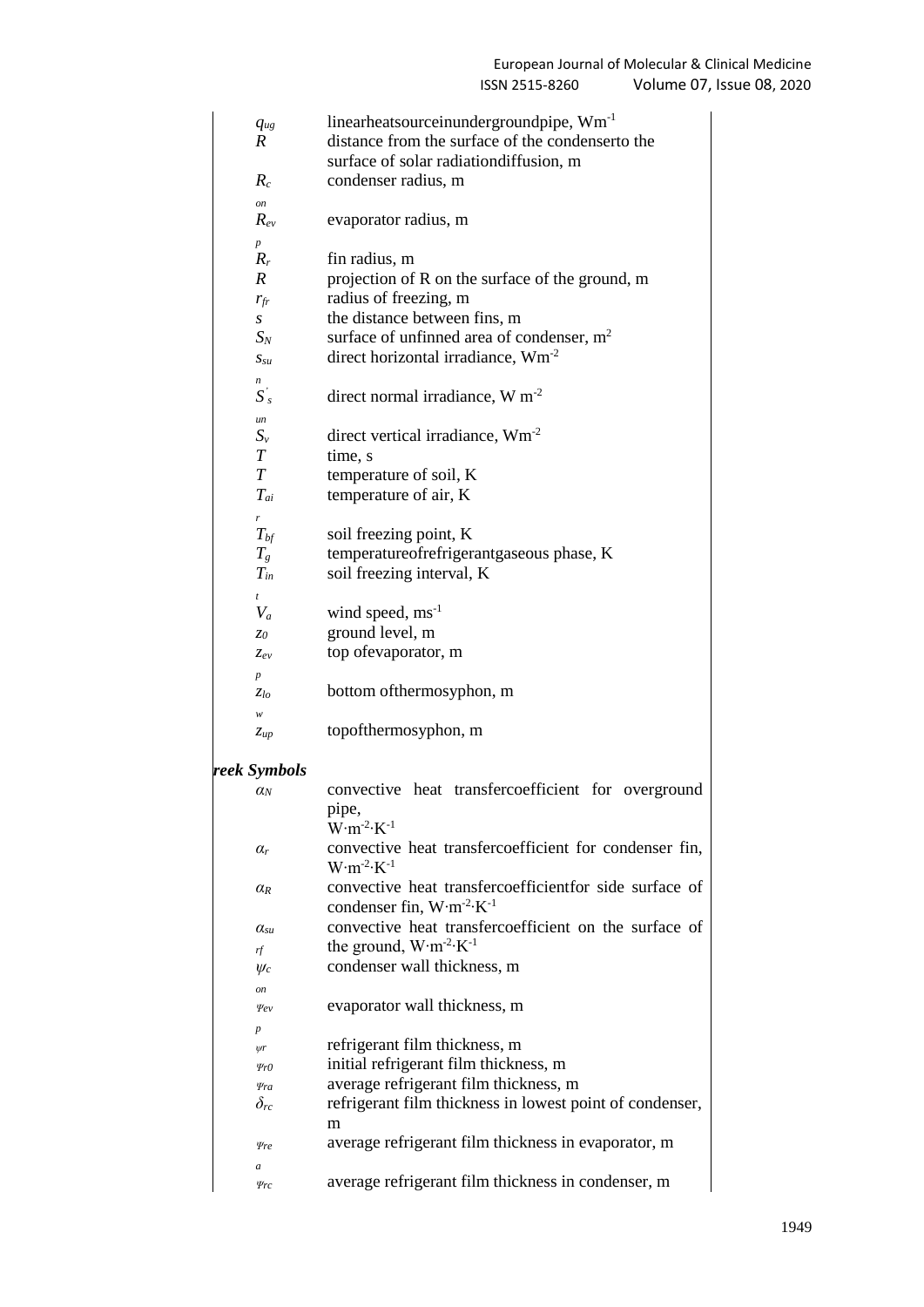| | |
|---|---|
| $q_{ug}$ | linearheatsourceinundergroundpipe, $Wm^{-1}$ |
| $R$ | distance from the surface of the condenserto the surface of solar radiationdiffusion, m |
| $R_{c}$ on | condenser radius, m |
| $R_{ev}$ p | evaporator radius, m |
| $R_{r}$ | fin radius, m |
| $R$ | projection of R on the surface of the ground, m |
| $r_{fr}$ | radius of freezing, m |
| $s$ | the distance between fins, m |
| $S_{N}$ | surface of unfinned area of condenser, $m^2$ |
| $s_{su}$ n | direct horizontal irradiance, $Wm^{-2}$ |
| $S'_{s}$ un | direct normal irradiance, W $m^{-2}$ |
| $S_{v}$ | direct vertical irradiance, $Wm^{-2}$ |
| $T$ | time, s |
| $T$ | temperature of soil, K |
| $T_{ai}$ r | temperature of air, K |
| $T_{bf}$ | soil freezing point, K |
| $T_{g}$ | temperatureofrefrigerantgaseous phase, K |
| $T_{in}$ t | soil freezing interval, K |
| $V_{a}$ | wind speed, $ms^{-1}$ |
| $z_{0}$ | ground level, m |
| $z_{ev}$ p | top ofevaporator, m |
| $z_{lo}$ w | bottom ofthermosyphon, m |
| $z_{up}$ | topofthermosyphon, m |

***reek Symbols***

| | |
|---|---|
| $\alpha_{N}$ | convective heat transfercoefficient for overground pipe, $W{\cdot}m^{-2}{\cdot}K^{-1}$ |
| $\alpha_{r}$ | convective heat transfercoefficient for condenser fin, $W{\cdot}m^{-2}{\cdot}K^{-1}$ |
| $\alpha_{R}$ | convective heat transfercoefficientfor side surface of condenser fin, $W{\cdot}m^{-2}{\cdot}K^{-1}$ |
| $\alpha_{su}$ rf | convective heat transfercoefficient on the surface of the ground, $W{\cdot}m^{-2}{\cdot}K^{-1}$ |
| $\psi_{c}$ on | condenser wall thickness, m |
| $\psi_{ev}$ p | evaporator wall thickness, m |
| $\psi_{r}$ | refrigerant film thickness, m |
| $\psi_{r0}$ | initial refrigerant film thickness, m |
| $\psi_{ra}$ | average refrigerant film thickness, m |
| $\delta_{rc}$ | refrigerant film thickness in lowest point of condenser, m |
| $\psi_{re}$ a | average refrigerant film thickness in evaporator, m |
| $\psi_{rc}$ | average refrigerant film thickness in condenser, m |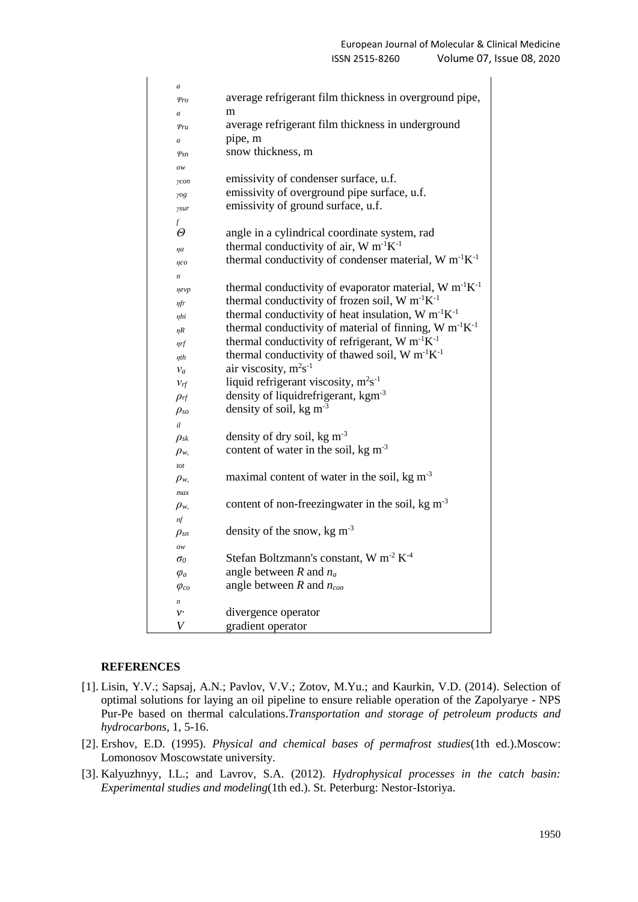| | |
|---|---|
| $\psi_{ro}^{a}$ | average refrigerant film thickness in overground pipe, m |
| $\psi_{ru}^{a}$ | average refrigerant film thickness in underground pipe, m |
| $\psi_{snow}^{a}$ | snow thickness, m |
| $\gamma_{con}$ | emissivity of condenser surface, u.f. |
| $\gamma_{og}$ | emissivity of overground pipe surface, u.f. |
| $\gamma_{surf}$ | emissivity of ground surface, u.f. |
| $\Theta$ | angle in a cylindrical coordinate system, rad |
| $\eta_a$ | thermal conductivity of air, W m$^{-1}$K$^{-1}$ |
| $\eta_{con}$ | thermal conductivity of condenser material, W m$^{-1}$K$^{-1}$ |
| $\eta_{evp}$ | thermal conductivity of evaporator material, W m$^{-1}$K$^{-1}$ |
| $\eta_{fr}$ | thermal conductivity of frozen soil, W m$^{-1}$K$^{-1}$ |
| $\eta_{hi}$ | thermal conductivity of heat insulation, W m$^{-1}$K$^{-1}$ |
| $\eta_R$ | thermal conductivity of material of finning, W m$^{-1}$K$^{-1}$ |
| $\eta_{rf}$ | thermal conductivity of refrigerant, W m$^{-1}$K$^{-1}$ |
| $\eta_{th}$ | thermal conductivity of thawed soil, W m$^{-1}$K$^{-1}$ |
| $v_a$ | air viscosity, m$^2$s$^{-1}$ |
| $v_{rf}$ | liquid refrigerant viscosity, m$^2$s$^{-1}$ |
| $\rho_{rf}$ | density of liquidrefrigerant, kgm$^{-3}$ |
| $\rho_{soil}$ | density of soil, kg m$^{-3}$ |
| $\rho_{sk}$ | density of dry soil, kg m$^{-3}$ |
| $\rho_{w,tot}$ | content of water in the soil, kg m$^{-3}$ |
| $\rho_{w,max}$ | maximal content of water in the soil, kg m$^{-3}$ |
| $\rho_{w,nf}$ | content of non-freezingwater in the soil, kg m$^{-3}$ |
| $\rho_{snow}$ | density of the snow, kg m$^{-3}$ |
| $\sigma_0$ | Stefan Boltzmann's constant, W m$^{-2}$ K$^{-4}$ |
| $\varphi_a$ | angle between $R$ and $n_a$ |
| $\varphi_{con}$ | angle between $R$ and $n_{con}$ |
| $\nabla\cdot$ | divergence operator |
| $\nabla$ | gradient operator |

**REFERENCES**

[1]. Lisin, Y.V.; Sapsaj, A.N.; Pavlov, V.V.; Zotov, M.Yu.; and Kaurkin, V.D. (2014). Selection of optimal solutions for laying an oil pipeline to ensure reliable operation of the Zapolyarye - NPS Pur-Pe based on thermal calculations.*Transportation and storage of petroleum products and hydrocarbons*, 1, 5-16.

[2]. Ershov, E.D. (1995). *Physical and chemical bases of permafrost studies*(1th ed.).Moscow: Lomonosov Moscowstate university.

[3]. Kalyuzhnyy, I.L.; and Lavrov, S.A. (2012). *Hydrophysical processes in the catch basin: Experimental studies and modeling*(1th ed.). St. Peterburg: Nestor-Istoriya.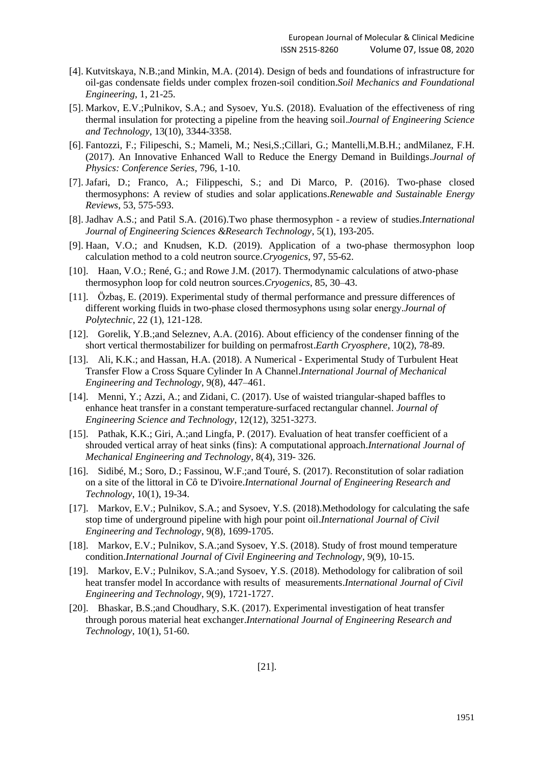[4]. Kutvitskaya, N.B.;and Minkin, M.A. (2014). Design of beds and foundations of infrastructure for oil-gas condensate fields under complex frozen-soil condition.*Soil Mechanics and Foundational Engineering*, 1, 21-25.

[5]. Markov, E.V.;Pulnikov, S.A.; and Sysoev, Yu.S. (2018). Evaluation of the effectiveness of ring thermal insulation for protecting a pipeline from the heaving soil.*Journal of Engineering Science and Technology*, 13(10), 3344-3358.

[6]. Fantozzi, F.; Filipeschi, S.; Mameli, M.; Nesi,S.;Cillari, G.; Mantelli,M.B.H.; andMilanez, F.H. (2017). An Innovative Enhanced Wall to Reduce the Energy Demand in Buildings.*Journal of Physics: Conference Series*, 796, 1-10.

[7]. Jafari, D.; Franco, A.; Filippeschi, S.; and Di Marco, P. (2016). Two-phase closed thermosyphons: A review of studies and solar applications.*Renewable and Sustainable Energy Reviews*, 53, 575-593.

[8]. Jadhav A.S.; and Patil S.A. (2016).Two phase thermosyphon - a review of studies.*International Journal of Engineering Sciences &Research Technology*, 5(1), 193-205.

[9]. Haan, V.O.; and Knudsen, K.D. (2019). Application of a two-phase thermosyphon loop calculation method to a cold neutron source.*Cryogenics*, 97, 55-62.

[10]. Haan, V.O.; René, G.; and Rowe J.M. (2017). Thermodynamic calculations of atwo-phase thermosyphon loop for cold neutron sources.*Cryogenics*, 85, 30–43.

[11]. Özbaş, E. (2019). Experimental study of thermal performance and pressure differences of different working fluids in two-phase closed thermosyphons usıng solar energy.*Journal of Polytechnic*, 22 (1), 121-128.

[12]. Gorelik, Y.B.;and Seleznev, A.A. (2016). About efficiency of the condenser finning of the short vertical thermostabilizer for building on permafrost.*Earth Cryosphere*, 10(2), 78-89.

[13]. Ali, K.K.; and Hassan, H.A. (2018). A Numerical - Experimental Study of Turbulent Heat Transfer Flow a Cross Square Cylinder In A Channel.*International Journal of Mechanical Engineering and Technology*, 9(8), 447–461.

[14]. Menni, Y.; Azzi, A.; and Zidani, C. (2017). Use of waisted triangular-shaped baffles to enhance heat transfer in a constant temperature-surfaced rectangular channel. *Journal of Engineering Science and Technology*, 12(12), 3251-3273.

[15]. Pathak, K.K.; Giri, A.;and Lingfa, P. (2017). Evaluation of heat transfer coefficient of a shrouded vertical array of heat sinks (fins): A computational approach.*International Journal of Mechanical Engineering and Technology*, 8(4), 319- 326.

[16]. Sidibé, M.; Soro, D.; Fassinou, W.F.;and Touré, S. (2017). Reconstitution of solar radiation on a site of the littoral in Cô te D'ivoire.*International Journal of Engineering Research and Technology*, 10(1), 19-34.

[17]. Markov, E.V.; Pulnikov, S.A.; and Sysoev, Y.S. (2018).Methodology for calculating the safe stop time of underground pipeline with high pour point oil.*International Journal of Civil Engineering and Technology*, 9(8), 1699-1705.

[18]. Markov, E.V.; Pulnikov, S.A.;and Sysoev, Y.S. (2018). Study of frost mound temperature condition.*International Journal of Civil Engineering and Technology*, 9(9), 10-15.

[19]. Markov, E.V.; Pulnikov, S.A.;and Sysoev, Y.S. (2018). Methodology for calibration of soil heat transfer model In accordance with results of measurements.*International Journal of Civil Engineering and Technology*, 9(9), 1721-1727.

[20]. Bhaskar, B.S.;and Choudhary, S.K. (2017). Experimental investigation of heat transfer through porous material heat exchanger.*International Journal of Engineering Research and Technology*, 10(1), 51-60.

[21].